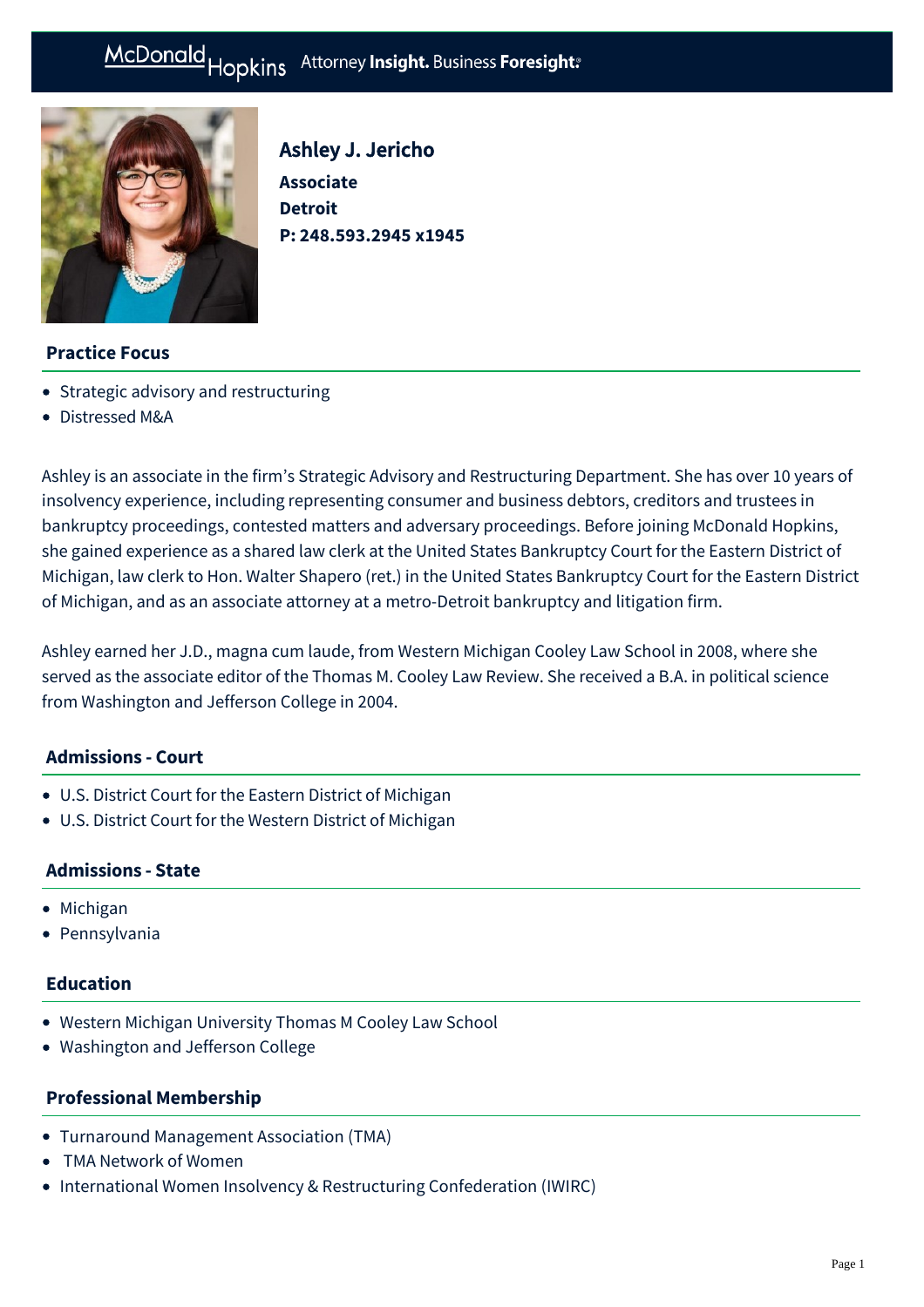McDonald Hopkins Attorney **Insight.** Business **Foresight.**

# Ashley J. Jericho

**Associate**
**Detroit**
**P: 248.593.2945 x1945**

## Practice Focus

- Strategic advisory and restructuring
- Distressed M&A

Ashley is an associate in the firm's Strategic Advisory and Restructuring Department. She has over 10 years of insolvency experience, including representing consumer and business debtors, creditors and trustees in bankruptcy proceedings, contested matters and adversary proceedings. Before joining McDonald Hopkins, she gained experience as a shared law clerk at the United States Bankruptcy Court for the Eastern District of Michigan, law clerk to Hon. Walter Shapero (ret.) in the United States Bankruptcy Court for the Eastern District of Michigan, and as an associate attorney at a metro-Detroit bankruptcy and litigation firm.

Ashley earned her J.D., magna cum laude, from Western Michigan Cooley Law School in 2008, where she served as the associate editor of the Thomas M. Cooley Law Review. She received a B.A. in political science from Washington and Jefferson College in 2004.

## Admissions - Court

- U.S. District Court for the Eastern District of Michigan
- U.S. District Court for the Western District of Michigan

## Admissions - State

- Michigan
- Pennsylvania

## Education

- Western Michigan University Thomas M Cooley Law School
- Washington and Jefferson College

## Professional Membership

- Turnaround Management Association (TMA)
- TMA Network of Women
- International Women Insolvency & Restructuring Confederation (IWIRC)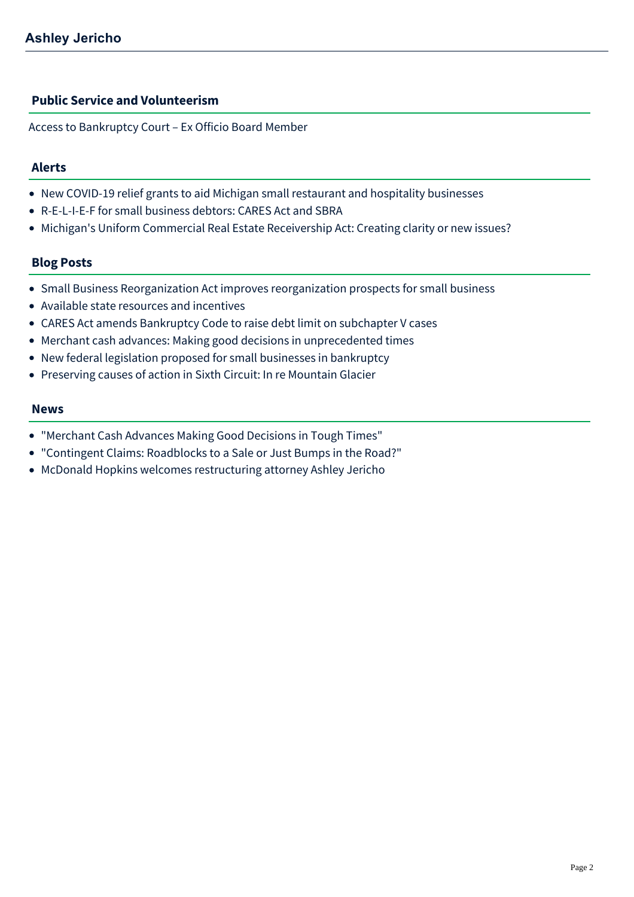## Public Service and Volunteerism

Access to Bankruptcy Court – Ex Officio Board Member

## Alerts

- New COVID-19 relief grants to aid Michigan small restaurant and hospitality businesses
- R-E-L-I-E-F for small business debtors: CARES Act and SBRA
- Michigan's Uniform Commercial Real Estate Receivership Act: Creating clarity or new issues?

## Blog Posts

- Small Business Reorganization Act improves reorganization prospects for small business
- Available state resources and incentives
- CARES Act amends Bankruptcy Code to raise debt limit on subchapter V cases
- Merchant cash advances: Making good decisions in unprecedented times
- New federal legislation proposed for small businesses in bankruptcy
- Preserving causes of action in Sixth Circuit: In re Mountain Glacier

## News

- "Merchant Cash Advances Making Good Decisions in Tough Times"
- "Contingent Claims: Roadblocks to a Sale or Just Bumps in the Road?"
- McDonald Hopkins welcomes restructuring attorney Ashley Jericho